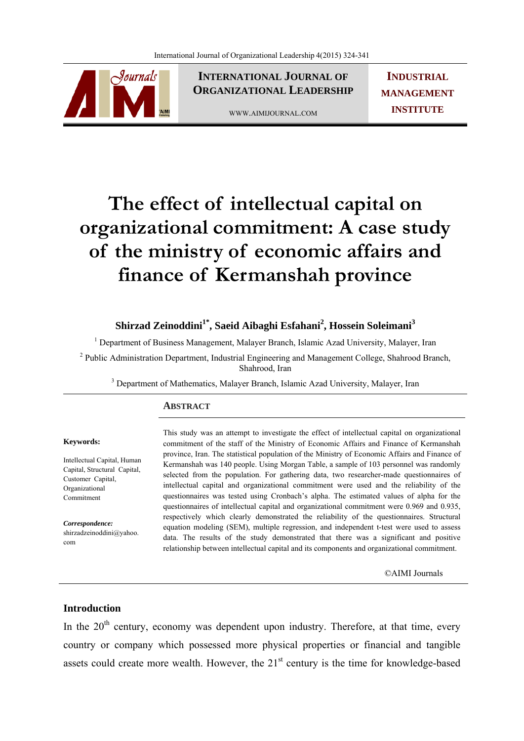# The effect of intellectual capital on organizational commitment: A case study of the ministry of economic affairs and finance of Kermanshah province

**Shirzad Zeinoddini[1*], Saeid Aibaghi Esfahani[2], Hossein Soleimani[3]**

[1] Department of Business Management, Malayer Branch, Islamic Azad University, Malayer, Iran

[2] Public Administration Department, Industrial Engineering and Management College, Shahrood Branch, Shahrood, Iran

[3] Department of Mathematics, Malayer Branch, Islamic Azad University, Malayer, Iran

## Abstract

**Keywords:**

Intellectual Capital, Human Capital, Structural Capital, Customer Capital, Organizational Commitment

***Correspondence:***
shirzadzeinoddini@yahoo.com

This study was an attempt to investigate the effect of intellectual capital on organizational commitment of the staff of the Ministry of Economic Affairs and Finance of Kermanshah province, Iran. The statistical population of the Ministry of Economic Affairs and Finance of Kermanshah was 140 people. Using Morgan Table, a sample of 103 personnel was randomly selected from the population. For gathering data, two researcher-made questionnaires of intellectual capital and organizational commitment were used and the reliability of the questionnaires was tested using Cronbach's alpha. The estimated values of alpha for the questionnaires of intellectual capital and organizational commitment were 0.969 and 0.935, respectively which clearly demonstrated the reliability of the questionnaires. Structural equation modeling (SEM), multiple regression, and independent t-test were used to assess data. The results of the study demonstrated that there was a significant and positive relationship between intellectual capital and its components and organizational commitment.

©AIMI Journals

## Introduction

In the 20th century, economy was dependent upon industry. Therefore, at that time, every country or company which possessed more physical properties or financial and tangible assets could create more wealth. However, the 21st century is the time for knowledge-based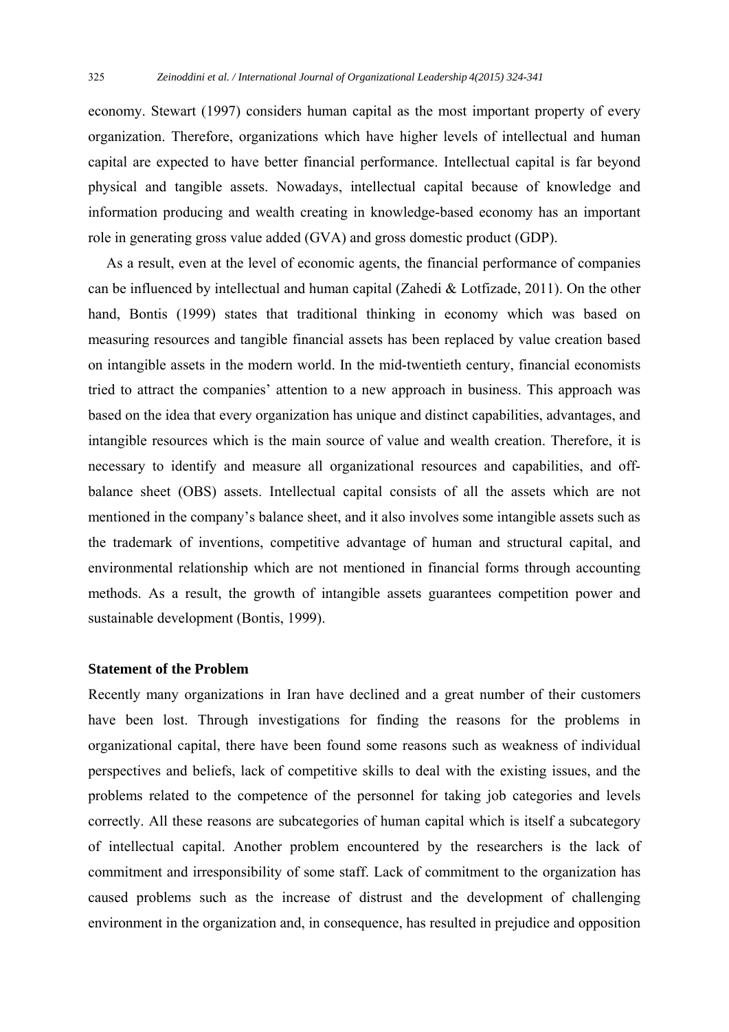economy. Stewart (1997) considers human capital as the most important property of every organization. Therefore, organizations which have higher levels of intellectual and human capital are expected to have better financial performance. Intellectual capital is far beyond physical and tangible assets. Nowadays, intellectual capital because of knowledge and information producing and wealth creating in knowledge-based economy has an important role in generating gross value added (GVA) and gross domestic product (GDP).

As a result, even at the level of economic agents, the financial performance of companies can be influenced by intellectual and human capital (Zahedi & Lotfizade, 2011). On the other hand, Bontis (1999) states that traditional thinking in economy which was based on measuring resources and tangible financial assets has been replaced by value creation based on intangible assets in the modern world. In the mid-twentieth century, financial economists tried to attract the companies' attention to a new approach in business. This approach was based on the idea that every organization has unique and distinct capabilities, advantages, and intangible resources which is the main source of value and wealth creation. Therefore, it is necessary to identify and measure all organizational resources and capabilities, and off-balance sheet (OBS) assets. Intellectual capital consists of all the assets which are not mentioned in the company's balance sheet, and it also involves some intangible assets such as the trademark of inventions, competitive advantage of human and structural capital, and environmental relationship which are not mentioned in financial forms through accounting methods. As a result, the growth of intangible assets guarantees competition power and sustainable development (Bontis, 1999).

## Statement of the Problem

Recently many organizations in Iran have declined and a great number of their customers have been lost. Through investigations for finding the reasons for the problems in organizational capital, there have been found some reasons such as weakness of individual perspectives and beliefs, lack of competitive skills to deal with the existing issues, and the problems related to the competence of the personnel for taking job categories and levels correctly. All these reasons are subcategories of human capital which is itself a subcategory of intellectual capital. Another problem encountered by the researchers is the lack of commitment and irresponsibility of some staff. Lack of commitment to the organization has caused problems such as the increase of distrust and the development of challenging environment in the organization and, in consequence, has resulted in prejudice and opposition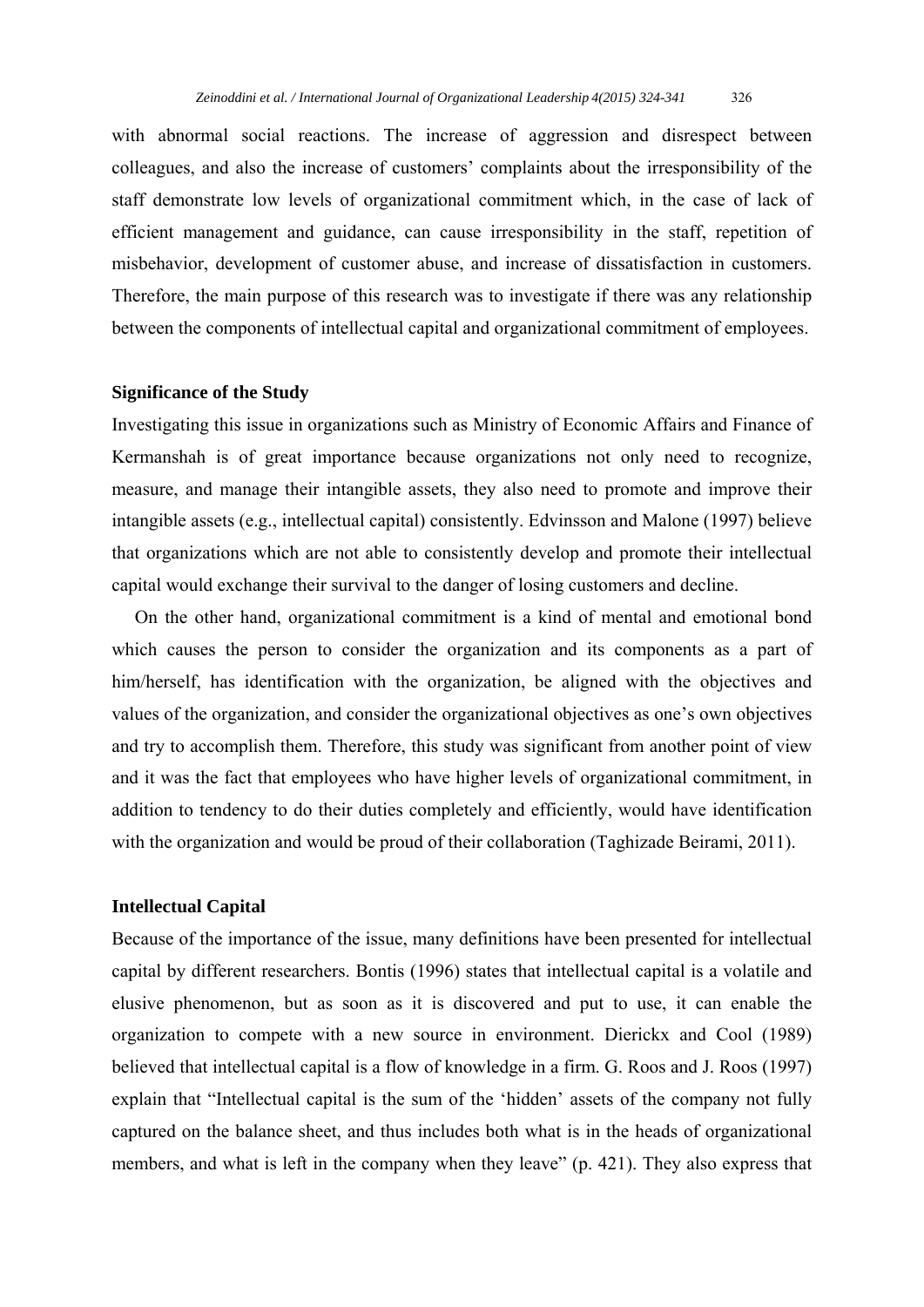with abnormal social reactions. The increase of aggression and disrespect between colleagues, and also the increase of customers' complaints about the irresponsibility of the staff demonstrate low levels of organizational commitment which, in the case of lack of efficient management and guidance, can cause irresponsibility in the staff, repetition of misbehavior, development of customer abuse, and increase of dissatisfaction in customers. Therefore, the main purpose of this research was to investigate if there was any relationship between the components of intellectual capital and organizational commitment of employees.

## Significance of the Study

Investigating this issue in organizations such as Ministry of Economic Affairs and Finance of Kermanshah is of great importance because organizations not only need to recognize, measure, and manage their intangible assets, they also need to promote and improve their intangible assets (e.g., intellectual capital) consistently. Edvinsson and Malone (1997) believe that organizations which are not able to consistently develop and promote their intellectual capital would exchange their survival to the danger of losing customers and decline.

On the other hand, organizational commitment is a kind of mental and emotional bond which causes the person to consider the organization and its components as a part of him/herself, has identification with the organization, be aligned with the objectives and values of the organization, and consider the organizational objectives as one's own objectives and try to accomplish them. Therefore, this study was significant from another point of view and it was the fact that employees who have higher levels of organizational commitment, in addition to tendency to do their duties completely and efficiently, would have identification with the organization and would be proud of their collaboration (Taghizade Beirami, 2011).

## Intellectual Capital

Because of the importance of the issue, many definitions have been presented for intellectual capital by different researchers. Bontis (1996) states that intellectual capital is a volatile and elusive phenomenon, but as soon as it is discovered and put to use, it can enable the organization to compete with a new source in environment. Dierickx and Cool (1989) believed that intellectual capital is a flow of knowledge in a firm. G. Roos and J. Roos (1997) explain that "Intellectual capital is the sum of the 'hidden' assets of the company not fully captured on the balance sheet, and thus includes both what is in the heads of organizational members, and what is left in the company when they leave" (p. 421). They also express that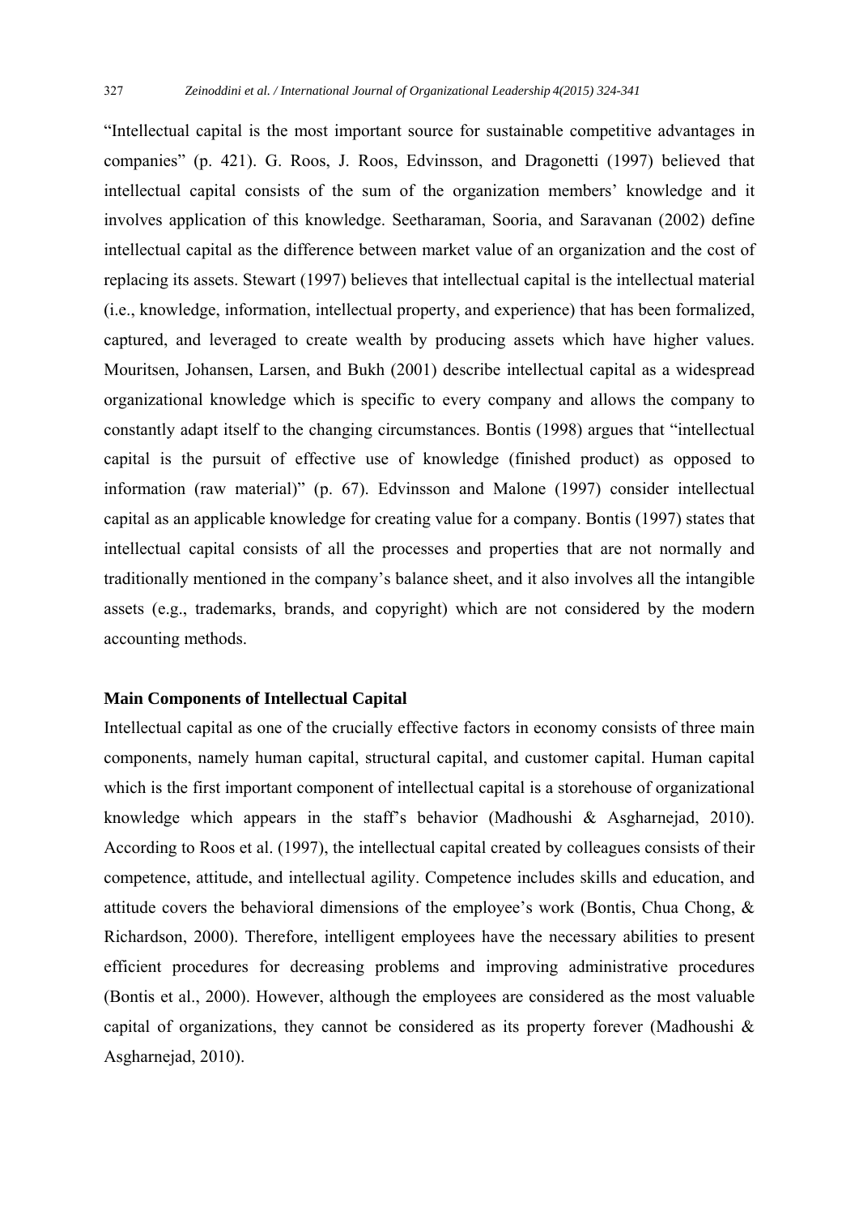"Intellectual capital is the most important source for sustainable competitive advantages in companies" (p. 421). G. Roos, J. Roos, Edvinsson, and Dragonetti (1997) believed that intellectual capital consists of the sum of the organization members' knowledge and it involves application of this knowledge. Seetharaman, Sooria, and Saravanan (2002) define intellectual capital as the difference between market value of an organization and the cost of replacing its assets. Stewart (1997) believes that intellectual capital is the intellectual material (i.e., knowledge, information, intellectual property, and experience) that has been formalized, captured, and leveraged to create wealth by producing assets which have higher values. Mouritsen, Johansen, Larsen, and Bukh (2001) describe intellectual capital as a widespread organizational knowledge which is specific to every company and allows the company to constantly adapt itself to the changing circumstances. Bontis (1998) argues that "intellectual capital is the pursuit of effective use of knowledge (finished product) as opposed to information (raw material)" (p. 67). Edvinsson and Malone (1997) consider intellectual capital as an applicable knowledge for creating value for a company. Bontis (1997) states that intellectual capital consists of all the processes and properties that are not normally and traditionally mentioned in the company's balance sheet, and it also involves all the intangible assets (e.g., trademarks, brands, and copyright) which are not considered by the modern accounting methods.

**Main Components of Intellectual Capital**

Intellectual capital as one of the crucially effective factors in economy consists of three main components, namely human capital, structural capital, and customer capital. Human capital which is the first important component of intellectual capital is a storehouse of organizational knowledge which appears in the staff's behavior (Madhoushi & Asgharnejad, 2010). According to Roos et al. (1997), the intellectual capital created by colleagues consists of their competence, attitude, and intellectual agility. Competence includes skills and education, and attitude covers the behavioral dimensions of the employee's work (Bontis, Chua Chong, & Richardson, 2000). Therefore, intelligent employees have the necessary abilities to present efficient procedures for decreasing problems and improving administrative procedures (Bontis et al., 2000). However, although the employees are considered as the most valuable capital of organizations, they cannot be considered as its property forever (Madhoushi & Asgharnejad, 2010).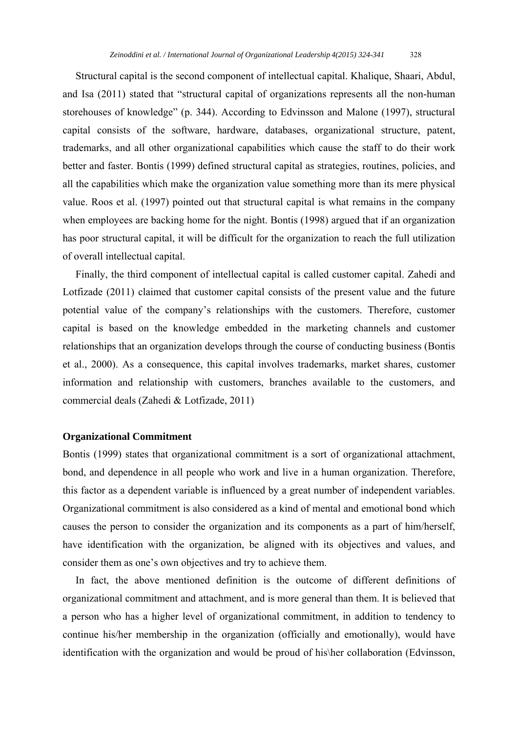Structural capital is the second component of intellectual capital. Khalique, Shaari, Abdul, and Isa (2011) stated that "structural capital of organizations represents all the non-human storehouses of knowledge" (p. 344). According to Edvinsson and Malone (1997), structural capital consists of the software, hardware, databases, organizational structure, patent, trademarks, and all other organizational capabilities which cause the staff to do their work better and faster. Bontis (1999) defined structural capital as strategies, routines, policies, and all the capabilities which make the organization value something more than its mere physical value. Roos et al. (1997) pointed out that structural capital is what remains in the company when employees are backing home for the night. Bontis (1998) argued that if an organization has poor structural capital, it will be difficult for the organization to reach the full utilization of overall intellectual capital.

Finally, the third component of intellectual capital is called customer capital. Zahedi and Lotfizade (2011) claimed that customer capital consists of the present value and the future potential value of the company's relationships with the customers. Therefore, customer capital is based on the knowledge embedded in the marketing channels and customer relationships that an organization develops through the course of conducting business (Bontis et al., 2000). As a consequence, this capital involves trademarks, market shares, customer information and relationship with customers, branches available to the customers, and commercial deals (Zahedi & Lotfizade, 2011)

### Organizational Commitment

Bontis (1999) states that organizational commitment is a sort of organizational attachment, bond, and dependence in all people who work and live in a human organization. Therefore, this factor as a dependent variable is influenced by a great number of independent variables. Organizational commitment is also considered as a kind of mental and emotional bond which causes the person to consider the organization and its components as a part of him/herself, have identification with the organization, be aligned with its objectives and values, and consider them as one's own objectives and try to achieve them.

In fact, the above mentioned definition is the outcome of different definitions of organizational commitment and attachment, and is more general than them. It is believed that a person who has a higher level of organizational commitment, in addition to tendency to continue his/her membership in the organization (officially and emotionally), would have identification with the organization and would be proud of his\her collaboration (Edvinsson,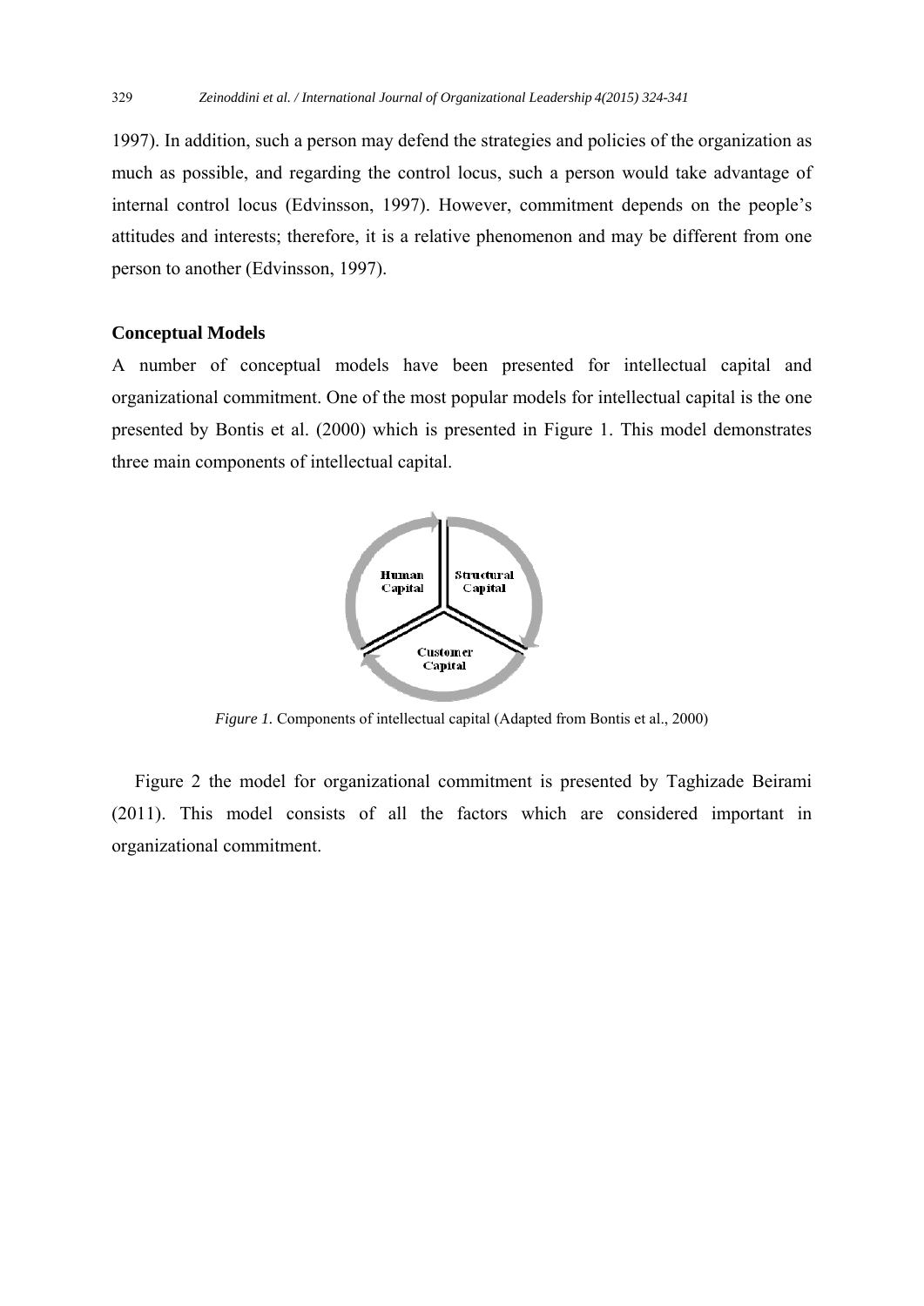1997). In addition, such a person may defend the strategies and policies of the organization as much as possible, and regarding the control locus, such a person would take advantage of internal control locus (Edvinsson, 1997). However, commitment depends on the people's attitudes and interests; therefore, it is a relative phenomenon and may be different from one person to another (Edvinsson, 1997).

### Conceptual Models

A number of conceptual models have been presented for intellectual capital and organizational commitment. One of the most popular models for intellectual capital is the one presented by Bontis et al. (2000) which is presented in Figure 1. This model demonstrates three main components of intellectual capital.

*Figure 1.* Components of intellectual capital (Adapted from Bontis et al., 2000)

Figure 2 the model for organizational commitment is presented by Taghizade Beirami (2011). This model consists of all the factors which are considered important in organizational commitment.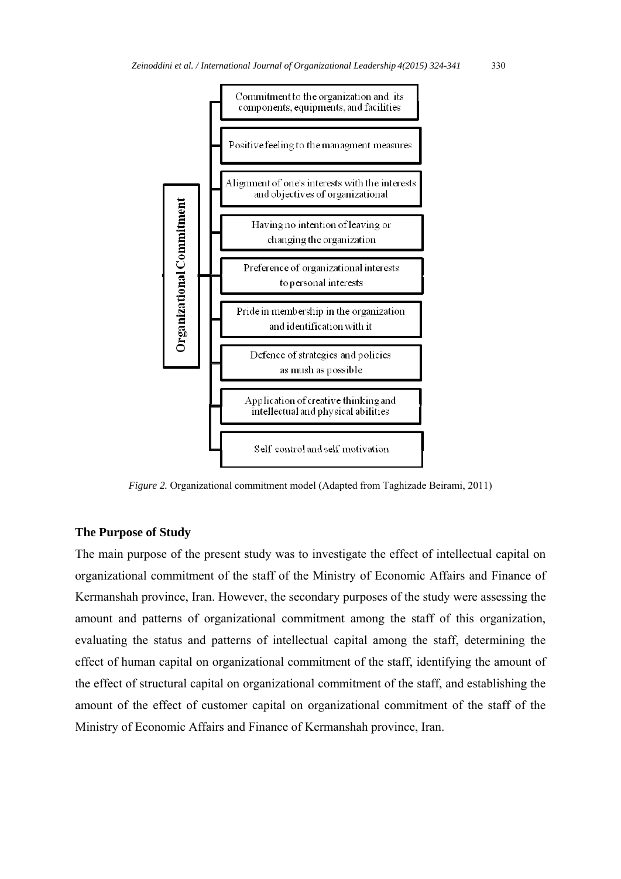Organizational Commitment

- Commitment to the organization and its components, equipments, and facilities
- Positive feeling to the managment measures
- Alignment of one's interests with the interests and objectives of organizational
- Having no intention of leaving or changing the organization
- Preference of organizational interests to personal interests
- Pride in membership in the organization and identification with it
- Defence of strategies and policies as mush as possible
- Application of creative thinking and intellectual and physical abilities
- Self control and self motivation

*Figure 2.* Organizational commitment model (Adapted from Taghizade Beirami, 2011)

## The Purpose of Study

The main purpose of the present study was to investigate the effect of intellectual capital on organizational commitment of the staff of the Ministry of Economic Affairs and Finance of Kermanshah province, Iran. However, the secondary purposes of the study were assessing the amount and patterns of organizational commitment among the staff of this organization, evaluating the status and patterns of intellectual capital among the staff, determining the effect of human capital on organizational commitment of the staff, identifying the amount of the effect of structural capital on organizational commitment of the staff, and establishing the amount of the effect of customer capital on organizational commitment of the staff of the Ministry of Economic Affairs and Finance of Kermanshah province, Iran.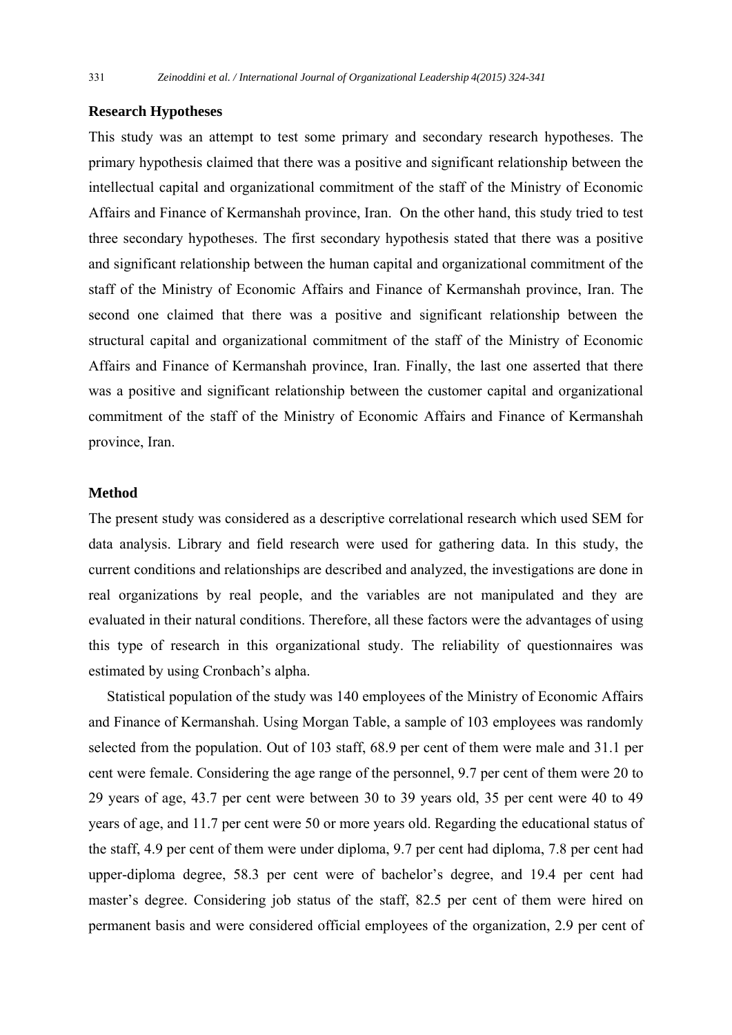## Research Hypotheses

This study was an attempt to test some primary and secondary research hypotheses. The primary hypothesis claimed that there was a positive and significant relationship between the intellectual capital and organizational commitment of the staff of the Ministry of Economic Affairs and Finance of Kermanshah province, Iran. On the other hand, this study tried to test three secondary hypotheses. The first secondary hypothesis stated that there was a positive and significant relationship between the human capital and organizational commitment of the staff of the Ministry of Economic Affairs and Finance of Kermanshah province, Iran. The second one claimed that there was a positive and significant relationship between the structural capital and organizational commitment of the staff of the Ministry of Economic Affairs and Finance of Kermanshah province, Iran. Finally, the last one asserted that there was a positive and significant relationship between the customer capital and organizational commitment of the staff of the Ministry of Economic Affairs and Finance of Kermanshah province, Iran.

## Method

The present study was considered as a descriptive correlational research which used SEM for data analysis. Library and field research were used for gathering data. In this study, the current conditions and relationships are described and analyzed, the investigations are done in real organizations by real people, and the variables are not manipulated and they are evaluated in their natural conditions. Therefore, all these factors were the advantages of using this type of research in this organizational study. The reliability of questionnaires was estimated by using Cronbach's alpha.

Statistical population of the study was 140 employees of the Ministry of Economic Affairs and Finance of Kermanshah. Using Morgan Table, a sample of 103 employees was randomly selected from the population. Out of 103 staff, 68.9 per cent of them were male and 31.1 per cent were female. Considering the age range of the personnel, 9.7 per cent of them were 20 to 29 years of age, 43.7 per cent were between 30 to 39 years old, 35 per cent were 40 to 49 years of age, and 11.7 per cent were 50 or more years old. Regarding the educational status of the staff, 4.9 per cent of them were under diploma, 9.7 per cent had diploma, 7.8 per cent had upper-diploma degree, 58.3 per cent were of bachelor's degree, and 19.4 per cent had master's degree. Considering job status of the staff, 82.5 per cent of them were hired on permanent basis and were considered official employees of the organization, 2.9 per cent of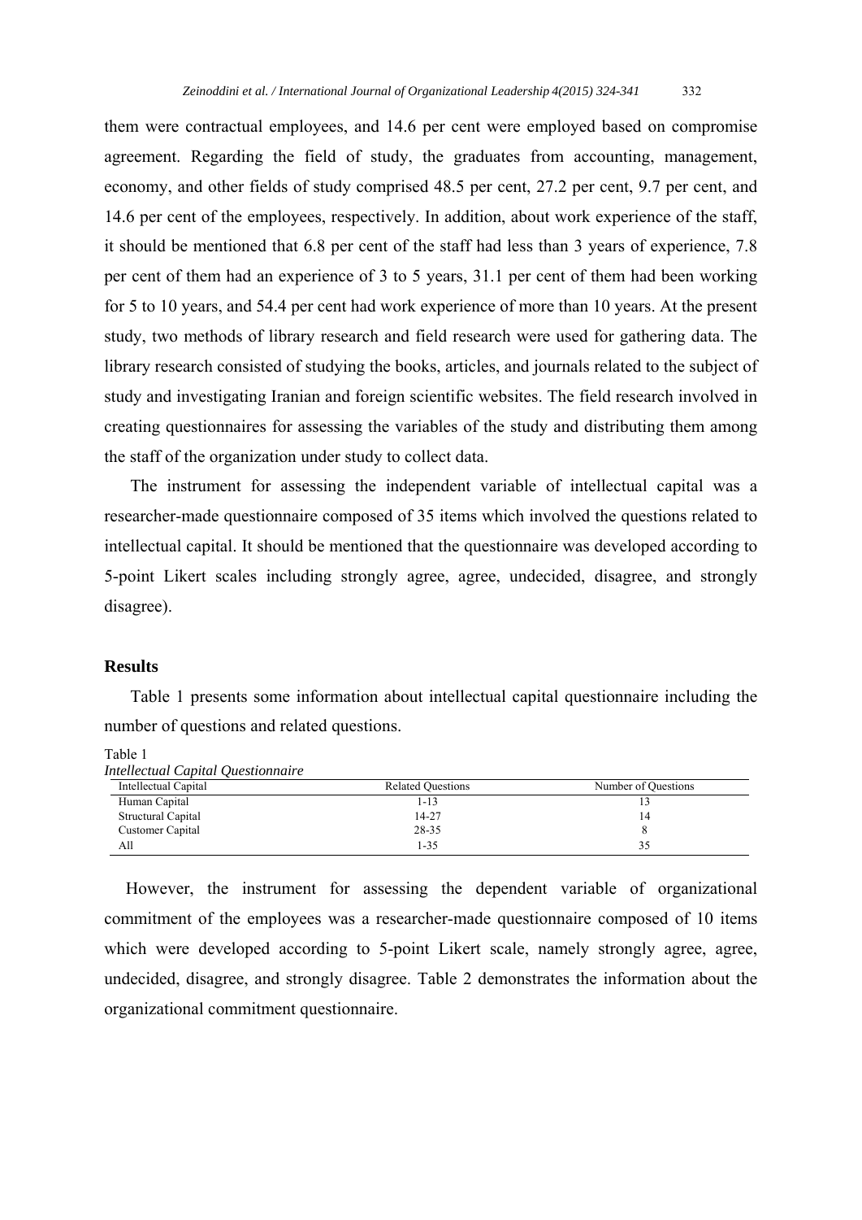them were contractual employees, and 14.6 per cent were employed based on compromise agreement. Regarding the field of study, the graduates from accounting, management, economy, and other fields of study comprised 48.5 per cent, 27.2 per cent, 9.7 per cent, and 14.6 per cent of the employees, respectively. In addition, about work experience of the staff, it should be mentioned that 6.8 per cent of the staff had less than 3 years of experience, 7.8 per cent of them had an experience of 3 to 5 years, 31.1 per cent of them had been working for 5 to 10 years, and 54.4 per cent had work experience of more than 10 years. At the present study, two methods of library research and field research were used for gathering data. The library research consisted of studying the books, articles, and journals related to the subject of study and investigating Iranian and foreign scientific websites. The field research involved in creating questionnaires for assessing the variables of the study and distributing them among the staff of the organization under study to collect data.

The instrument for assessing the independent variable of intellectual capital was a researcher-made questionnaire composed of 35 items which involved the questions related to intellectual capital. It should be mentioned that the questionnaire was developed according to 5-point Likert scales including strongly agree, agree, undecided, disagree, and strongly disagree).

## Results

Table 1 presents some information about intellectual capital questionnaire including the number of questions and related questions.

Table 1
*Intellectual Capital Questionnaire*

| Intellectual Capital | Related Questions | Number of Questions |
|---|---|---|
| Human Capital | 1-13 | 13 |
| Structural Capital | 14-27 | 14 |
| Customer Capital | 28-35 | 8 |
| All | 1-35 | 35 |

However, the instrument for assessing the dependent variable of organizational commitment of the employees was a researcher-made questionnaire composed of 10 items which were developed according to 5-point Likert scale, namely strongly agree, agree, undecided, disagree, and strongly disagree. Table 2 demonstrates the information about the organizational commitment questionnaire.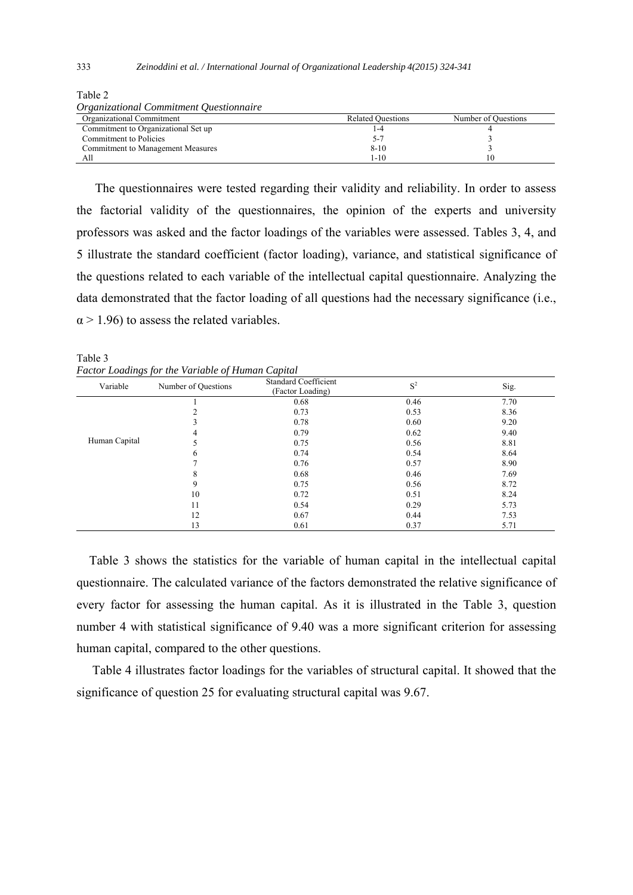Table 2

*Organizational Commitment Questionnaire*

| Organizational Commitment | Related Questions | Number of Questions |
|---|---|---|
| Commitment to Organizational Set up | 1-4 | 4 |
| Commitment to Policies | 5-7 | 3 |
| Commitment to Management Measures | 8-10 | 3 |
| All | 1-10 | 10 |

The questionnaires were tested regarding their validity and reliability. In order to assess the factorial validity of the questionnaires, the opinion of the experts and university professors was asked and the factor loadings of the variables were assessed. Tables 3, 4, and 5 illustrate the standard coefficient (factor loading), variance, and statistical significance of the questions related to each variable of the intellectual capital questionnaire. Analyzing the data demonstrated that the factor loading of all questions had the necessary significance (i.e., $\alpha > 1.96$) to assess the related variables.

Table 3

*Factor Loadings for the Variable of Human Capital*

| Variable | Number of Questions | Standard Coefficient (Factor Loading) | $S^2$ | Sig. |
|---|---|---|---|---|
| Human Capital | 1 | 0.68 | 0.46 | 7.70 |
| | 2 | 0.73 | 0.53 | 8.36 |
| | 3 | 0.78 | 0.60 | 9.20 |
| | 4 | 0.79 | 0.62 | 9.40 |
| | 5 | 0.75 | 0.56 | 8.81 |
| | 6 | 0.74 | 0.54 | 8.64 |
| | 7 | 0.76 | 0.57 | 8.90 |
| | 8 | 0.68 | 0.46 | 7.69 |
| | 9 | 0.75 | 0.56 | 8.72 |
| | 10 | 0.72 | 0.51 | 8.24 |
| | 11 | 0.54 | 0.29 | 5.73 |
| | 12 | 0.67 | 0.44 | 7.53 |
| | 13 | 0.61 | 0.37 | 5.71 |

Table 3 shows the statistics for the variable of human capital in the intellectual capital questionnaire. The calculated variance of the factors demonstrated the relative significance of every factor for assessing the human capital. As it is illustrated in the Table 3, question number 4 with statistical significance of 9.40 was a more significant criterion for assessing human capital, compared to the other questions.

Table 4 illustrates factor loadings for the variables of structural capital. It showed that the significance of question 25 for evaluating structural capital was 9.67.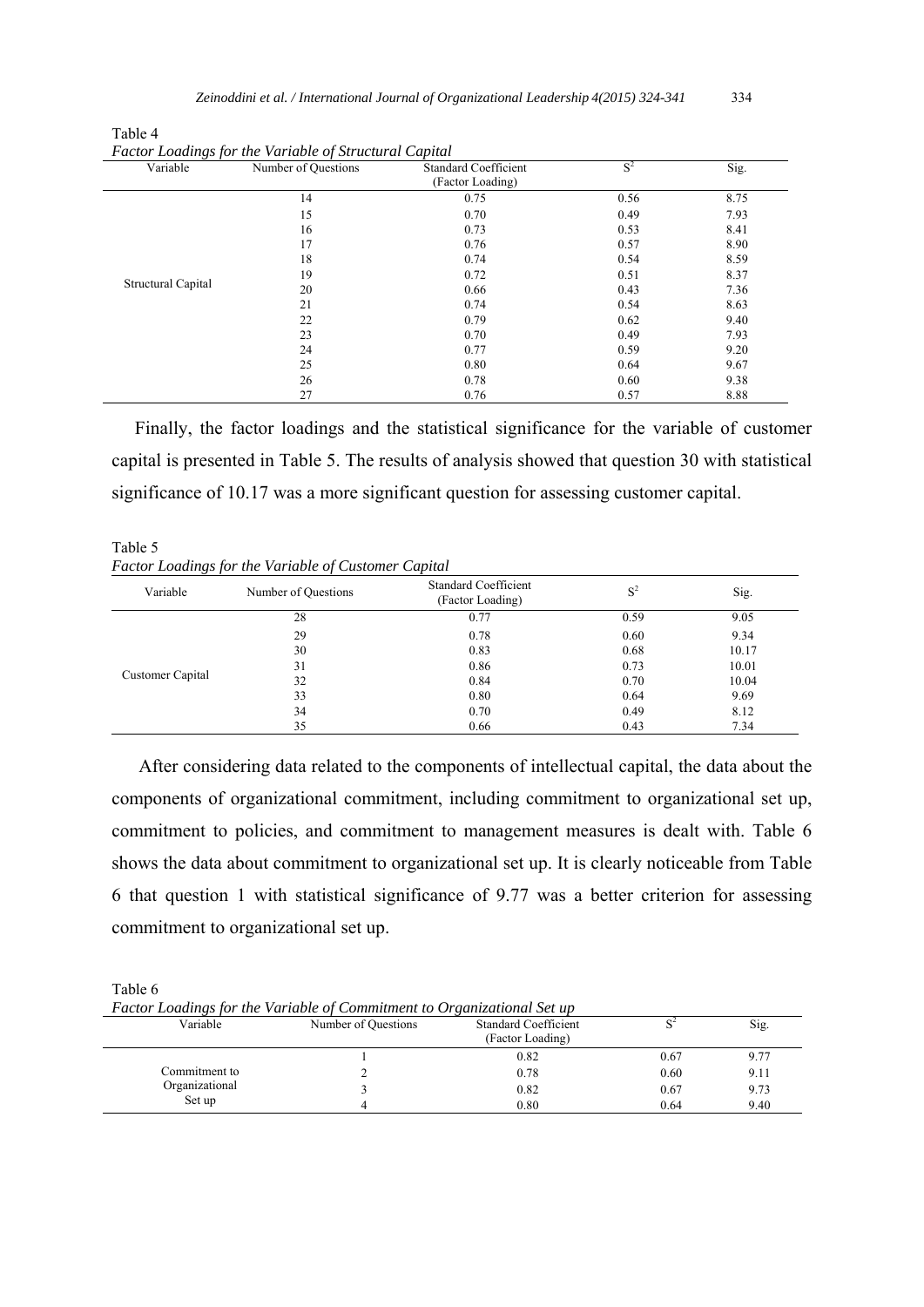Table 4

*Factor Loadings for the Variable of Structural Capital*

| Variable | Number of Questions | Standard Coefficient (Factor Loading) | $S^2$ | Sig. |
|---|---|---|---|---|
| Structural Capital | 14 | 0.75 | 0.56 | 8.75 |
| | 15 | 0.70 | 0.49 | 7.93 |
| | 16 | 0.73 | 0.53 | 8.41 |
| | 17 | 0.76 | 0.57 | 8.90 |
| | 18 | 0.74 | 0.54 | 8.59 |
| | 19 | 0.72 | 0.51 | 8.37 |
| | 20 | 0.66 | 0.43 | 7.36 |
| | 21 | 0.74 | 0.54 | 8.63 |
| | 22 | 0.79 | 0.62 | 9.40 |
| | 23 | 0.70 | 0.49 | 7.93 |
| | 24 | 0.77 | 0.59 | 9.20 |
| | 25 | 0.80 | 0.64 | 9.67 |
| | 26 | 0.78 | 0.60 | 9.38 |
| | 27 | 0.76 | 0.57 | 8.88 |

Finally, the factor loadings and the statistical significance for the variable of customer capital is presented in Table 5. The results of analysis showed that question 30 with statistical significance of 10.17 was a more significant question for assessing customer capital.

Table 5

*Factor Loadings for the Variable of Customer Capital*

| Variable | Number of Questions | Standard Coefficient (Factor Loading) | $S^2$ | Sig. |
|---|---|---|---|---|
| Customer Capital | 28 | 0.77 | 0.59 | 9.05 |
| | 29 | 0.78 | 0.60 | 9.34 |
| | 30 | 0.83 | 0.68 | 10.17 |
| | 31 | 0.86 | 0.73 | 10.01 |
| | 32 | 0.84 | 0.70 | 10.04 |
| | 33 | 0.80 | 0.64 | 9.69 |
| | 34 | 0.70 | 0.49 | 8.12 |
| | 35 | 0.66 | 0.43 | 7.34 |

After considering data related to the components of intellectual capital, the data about the components of organizational commitment, including commitment to organizational set up, commitment to policies, and commitment to management measures is dealt with. Table 6 shows the data about commitment to organizational set up. It is clearly noticeable from Table 6 that question 1 with statistical significance of 9.77 was a better criterion for assessing commitment to organizational set up.

Table 6

*Factor Loadings for the Variable of Commitment to Organizational Set up*

| Variable | Number of Questions | Standard Coefficient (Factor Loading) | $S^2$ | Sig. |
|---|---|---|---|---|
| Commitment to Organizational Set up | 1 | 0.82 | 0.67 | 9.77 |
| | 2 | 0.78 | 0.60 | 9.11 |
| | 3 | 0.82 | 0.67 | 9.73 |
| | 4 | 0.80 | 0.64 | 9.40 |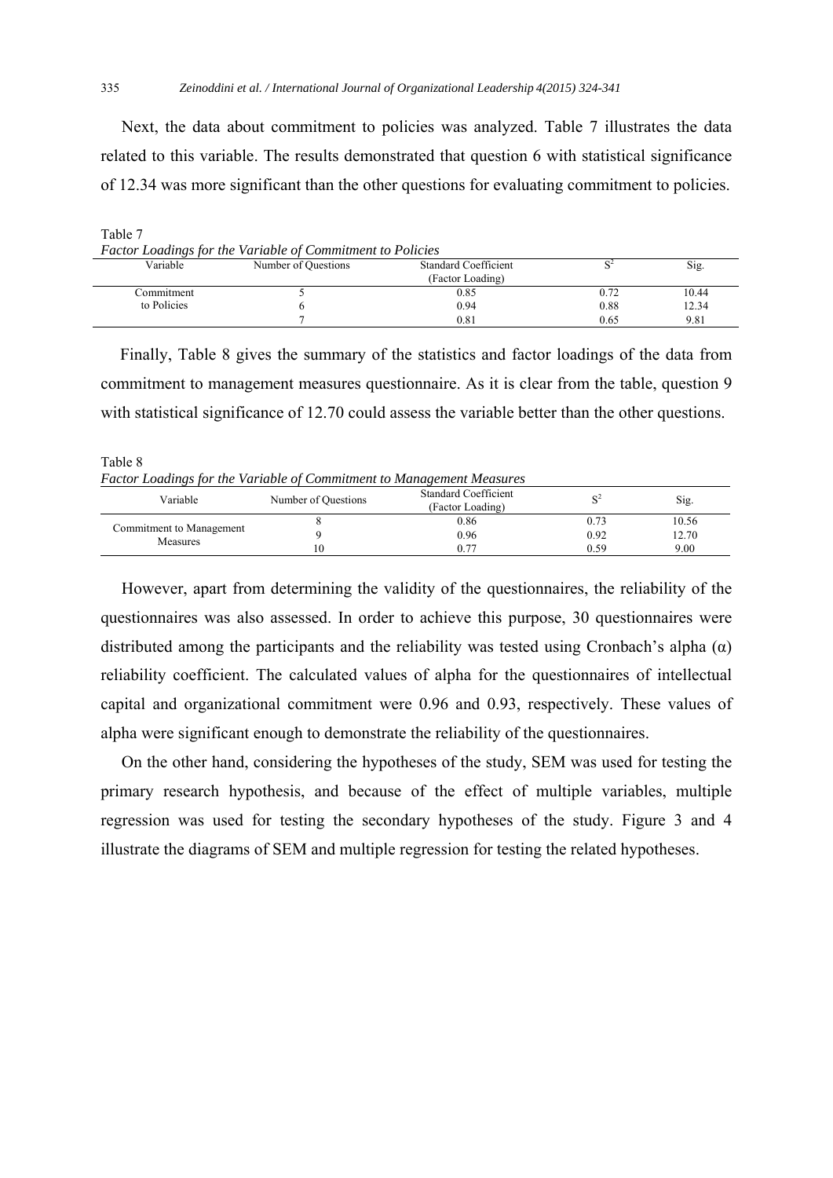Next, the data about commitment to policies was analyzed. Table 7 illustrates the data related to this variable. The results demonstrated that question 6 with statistical significance of 12.34 was more significant than the other questions for evaluating commitment to policies.

Table 7

*Factor Loadings for the Variable of Commitment to Policies*

| Variable | Number of Questions | Standard Coefficient (Factor Loading) | $S^2$ | Sig. |
|---|---|---|---|---|
| Commitment to Policies | 5 | 0.85 | 0.72 | 10.44 |
| | 6 | 0.94 | 0.88 | 12.34 |
| | 7 | 0.81 | 0.65 | 9.81 |

Finally, Table 8 gives the summary of the statistics and factor loadings of the data from commitment to management measures questionnaire. As it is clear from the table, question 9 with statistical significance of 12.70 could assess the variable better than the other questions.

Table 8

*Factor Loadings for the Variable of Commitment to Management Measures*

| Variable | Number of Questions | Standard Coefficient (Factor Loading) | $S^2$ | Sig. |
|---|---|---|---|---|
| Commitment to Management Measures | 8 | 0.86 | 0.73 | 10.56 |
| | 9 | 0.96 | 0.92 | 12.70 |
| | 10 | 0.77 | 0.59 | 9.00 |

However, apart from determining the validity of the questionnaires, the reliability of the questionnaires was also assessed. In order to achieve this purpose, 30 questionnaires were distributed among the participants and the reliability was tested using Cronbach's alpha ($\alpha$) reliability coefficient. The calculated values of alpha for the questionnaires of intellectual capital and organizational commitment were 0.96 and 0.93, respectively. These values of alpha were significant enough to demonstrate the reliability of the questionnaires.

On the other hand, considering the hypotheses of the study, SEM was used for testing the primary research hypothesis, and because of the effect of multiple variables, multiple regression was used for testing the secondary hypotheses of the study. Figure 3 and 4 illustrate the diagrams of SEM and multiple regression for testing the related hypotheses.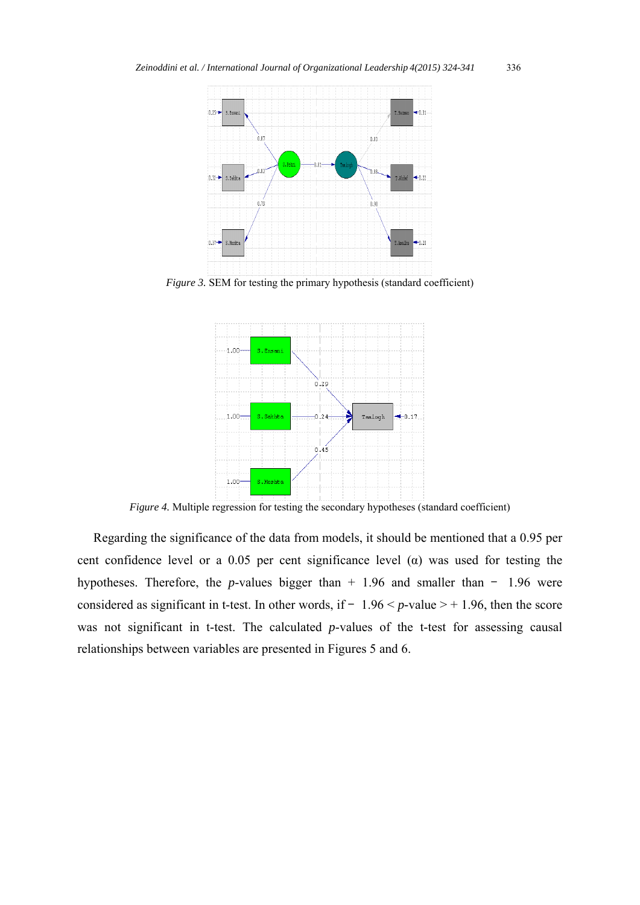*Figure 3.* SEM for testing the primary hypothesis (standard coefficient)

*Figure 4.* Multiple regression for testing the secondary hypotheses (standard coefficient)

Regarding the significance of the data from models, it should be mentioned that a 0.95 per cent confidence level or a 0.05 per cent significance level (α) was used for testing the hypotheses. Therefore, the *p*-values bigger than + 1.96 and smaller than − 1.96 were considered as significant in t-test. In other words, if − 1.96 < *p*-value > + 1.96, then the score was not significant in t-test. The calculated *p*-values of the t-test for assessing causal relationships between variables are presented in Figures 5 and 6.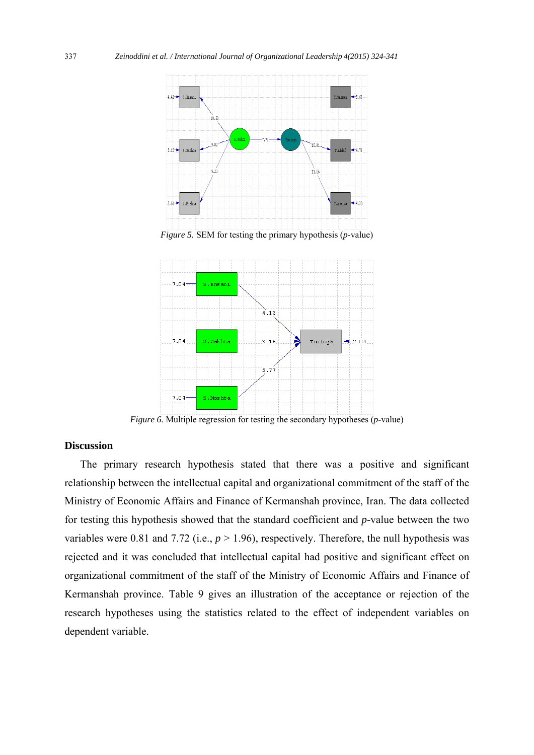*Figure 5.* SEM for testing the primary hypothesis (*p*-value)

*Figure 6.* Multiple regression for testing the secondary hypotheses (*p*-value)

## Discussion

The primary research hypothesis stated that there was a positive and significant relationship between the intellectual capital and organizational commitment of the staff of the Ministry of Economic Affairs and Finance of Kermanshah province, Iran. The data collected for testing this hypothesis showed that the standard coefficient and *p*-value between the two variables were 0.81 and 7.72 (i.e., $p > 1.96$), respectively. Therefore, the null hypothesis was rejected and it was concluded that intellectual capital had positive and significant effect on organizational commitment of the staff of the Ministry of Economic Affairs and Finance of Kermanshah province. Table 9 gives an illustration of the acceptance or rejection of the research hypotheses using the statistics related to the effect of independent variables on dependent variable.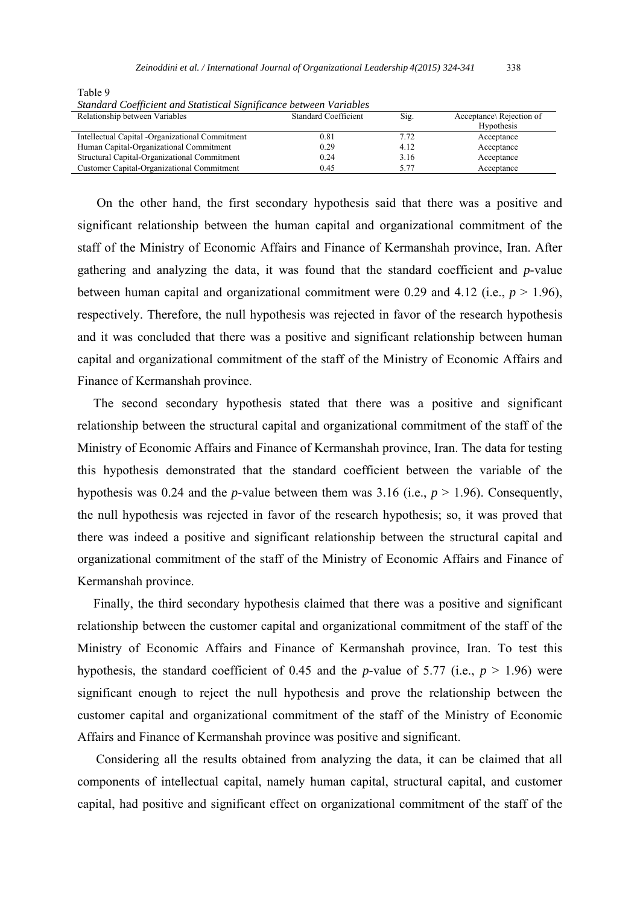Table 9

*Standard Coefficient and Statistical Significance between Variables*

| Relationship between Variables | Standard Coefficient | Sig. | Acceptance\ Rejection of Hypothesis |
|---|---|---|---|
| Intellectual Capital -Organizational Commitment | 0.81 | 7.72 | Acceptance |
| Human Capital-Organizational Commitment | 0.29 | 4.12 | Acceptance |
| Structural Capital-Organizational Commitment | 0.24 | 3.16 | Acceptance |
| Customer Capital-Organizational Commitment | 0.45 | 5.77 | Acceptance |

On the other hand, the first secondary hypothesis said that there was a positive and significant relationship between the human capital and organizational commitment of the staff of the Ministry of Economic Affairs and Finance of Kermanshah province, Iran. After gathering and analyzing the data, it was found that the standard coefficient and *p*-value between human capital and organizational commitment were 0.29 and 4.12 (i.e., $p > 1.96$), respectively. Therefore, the null hypothesis was rejected in favor of the research hypothesis and it was concluded that there was a positive and significant relationship between human capital and organizational commitment of the staff of the Ministry of Economic Affairs and Finance of Kermanshah province.

The second secondary hypothesis stated that there was a positive and significant relationship between the structural capital and organizational commitment of the staff of the Ministry of Economic Affairs and Finance of Kermanshah province, Iran. The data for testing this hypothesis demonstrated that the standard coefficient between the variable of the hypothesis was 0.24 and the *p*-value between them was 3.16 (i.e., $p > 1.96$). Consequently, the null hypothesis was rejected in favor of the research hypothesis; so, it was proved that there was indeed a positive and significant relationship between the structural capital and organizational commitment of the staff of the Ministry of Economic Affairs and Finance of Kermanshah province.

Finally, the third secondary hypothesis claimed that there was a positive and significant relationship between the customer capital and organizational commitment of the staff of the Ministry of Economic Affairs and Finance of Kermanshah province, Iran. To test this hypothesis, the standard coefficient of 0.45 and the *p*-value of 5.77 (i.e., $p > 1.96$) were significant enough to reject the null hypothesis and prove the relationship between the customer capital and organizational commitment of the staff of the Ministry of Economic Affairs and Finance of Kermanshah province was positive and significant.

Considering all the results obtained from analyzing the data, it can be claimed that all components of intellectual capital, namely human capital, structural capital, and customer capital, had positive and significant effect on organizational commitment of the staff of the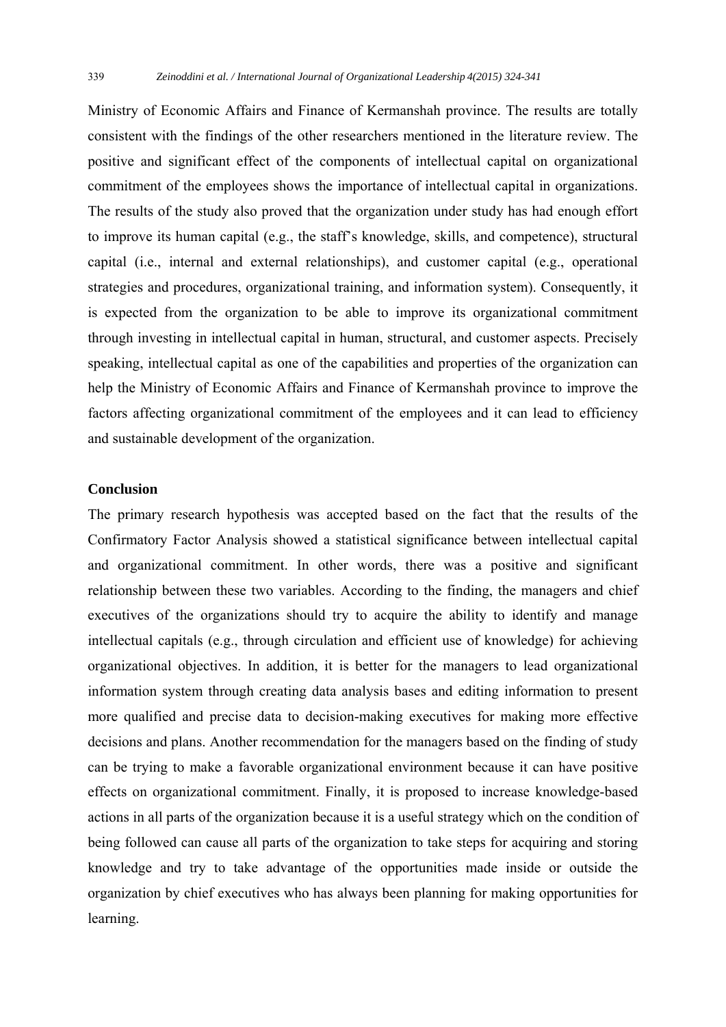Ministry of Economic Affairs and Finance of Kermanshah province. The results are totally consistent with the findings of the other researchers mentioned in the literature review. The positive and significant effect of the components of intellectual capital on organizational commitment of the employees shows the importance of intellectual capital in organizations. The results of the study also proved that the organization under study has had enough effort to improve its human capital (e.g., the staff's knowledge, skills, and competence), structural capital (i.e., internal and external relationships), and customer capital (e.g., operational strategies and procedures, organizational training, and information system). Consequently, it is expected from the organization to be able to improve its organizational commitment through investing in intellectual capital in human, structural, and customer aspects. Precisely speaking, intellectual capital as one of the capabilities and properties of the organization can help the Ministry of Economic Affairs and Finance of Kermanshah province to improve the factors affecting organizational commitment of the employees and it can lead to efficiency and sustainable development of the organization.

## Conclusion

The primary research hypothesis was accepted based on the fact that the results of the Confirmatory Factor Analysis showed a statistical significance between intellectual capital and organizational commitment. In other words, there was a positive and significant relationship between these two variables. According to the finding, the managers and chief executives of the organizations should try to acquire the ability to identify and manage intellectual capitals (e.g., through circulation and efficient use of knowledge) for achieving organizational objectives. In addition, it is better for the managers to lead organizational information system through creating data analysis bases and editing information to present more qualified and precise data to decision-making executives for making more effective decisions and plans. Another recommendation for the managers based on the finding of study can be trying to make a favorable organizational environment because it can have positive effects on organizational commitment. Finally, it is proposed to increase knowledge-based actions in all parts of the organization because it is a useful strategy which on the condition of being followed can cause all parts of the organization to take steps for acquiring and storing knowledge and try to take advantage of the opportunities made inside or outside the organization by chief executives who has always been planning for making opportunities for learning.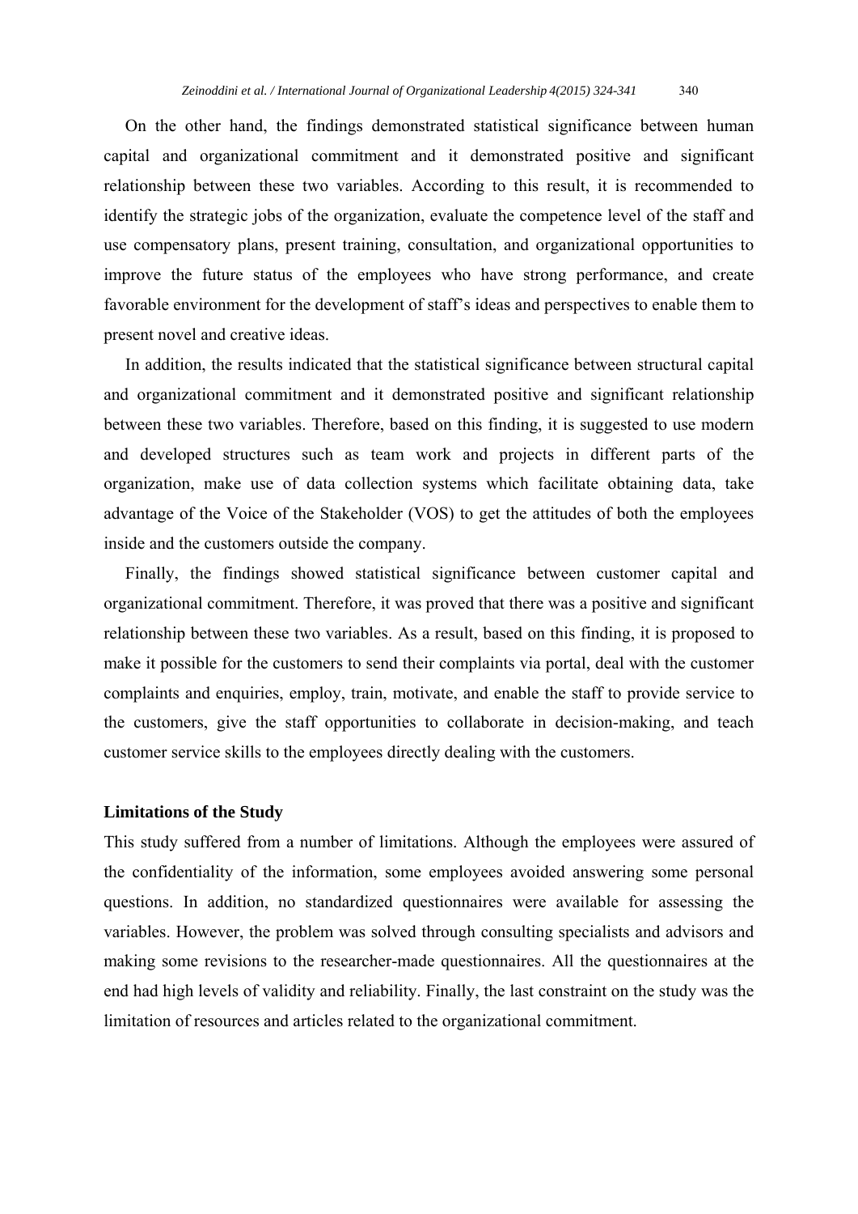On the other hand, the findings demonstrated statistical significance between human capital and organizational commitment and it demonstrated positive and significant relationship between these two variables. According to this result, it is recommended to identify the strategic jobs of the organization, evaluate the competence level of the staff and use compensatory plans, present training, consultation, and organizational opportunities to improve the future status of the employees who have strong performance, and create favorable environment for the development of staff's ideas and perspectives to enable them to present novel and creative ideas.

In addition, the results indicated that the statistical significance between structural capital and organizational commitment and it demonstrated positive and significant relationship between these two variables. Therefore, based on this finding, it is suggested to use modern and developed structures such as team work and projects in different parts of the organization, make use of data collection systems which facilitate obtaining data, take advantage of the Voice of the Stakeholder (VOS) to get the attitudes of both the employees inside and the customers outside the company.

Finally, the findings showed statistical significance between customer capital and organizational commitment. Therefore, it was proved that there was a positive and significant relationship between these two variables. As a result, based on this finding, it is proposed to make it possible for the customers to send their complaints via portal, deal with the customer complaints and enquiries, employ, train, motivate, and enable the staff to provide service to the customers, give the staff opportunities to collaborate in decision-making, and teach customer service skills to the employees directly dealing with the customers.

## Limitations of the Study

This study suffered from a number of limitations. Although the employees were assured of the confidentiality of the information, some employees avoided answering some personal questions. In addition, no standardized questionnaires were available for assessing the variables. However, the problem was solved through consulting specialists and advisors and making some revisions to the researcher-made questionnaires. All the questionnaires at the end had high levels of validity and reliability. Finally, the last constraint on the study was the limitation of resources and articles related to the organizational commitment.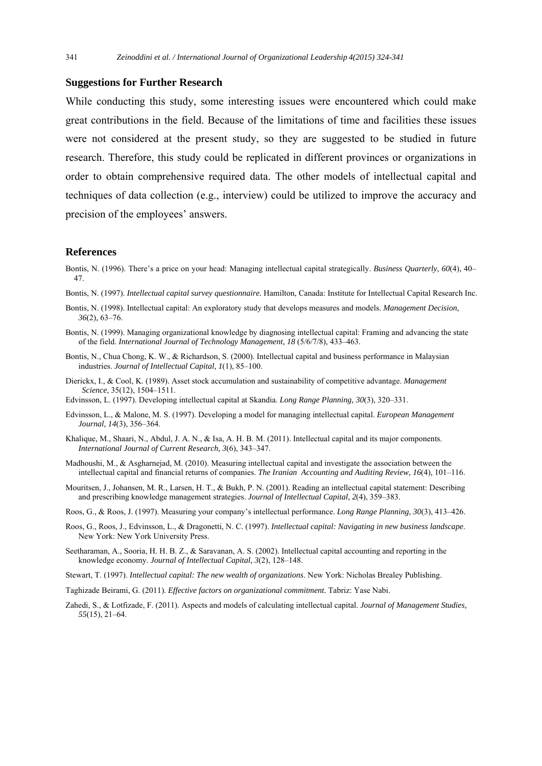## Suggestions for Further Research

While conducting this study, some interesting issues were encountered which could make great contributions in the field. Because of the limitations of time and facilities these issues were not considered at the present study, so they are suggested to be studied in future research. Therefore, this study could be replicated in different provinces or organizations in order to obtain comprehensive required data. The other models of intellectual capital and techniques of data collection (e.g., interview) could be utilized to improve the accuracy and precision of the employees' answers.

## References

Bontis, N. (1996). There's a price on your head: Managing intellectual capital strategically. *Business Quarterly*, *60*(4), 40–47.

Bontis, N. (1997). *Intellectual capital survey questionnaire.* Hamilton, Canada: Institute for Intellectual Capital Research Inc.

Bontis, N. (1998). Intellectual capital: An exploratory study that develops measures and models. *Management Decision, 36*(2), 63–76.

Bontis, N. (1999). Managing organizational knowledge by diagnosing intellectual capital: Framing and advancing the state of the field. *International Journal of Technology Management, 18* (5/6/7/8), 433–463.

Bontis, N., Chua Chong, K. W., & Richardson, S. (2000). Intellectual capital and business performance in Malaysian industries. *Journal of Intellectual Capital, 1*(1), 85–100.

Dierickx, I., & Cool, K. (1989). Asset stock accumulation and sustainability of competitive advantage. *Management Science*, 35(12), 1504–1511.

Edvinsson, L. (1997). Developing intellectual capital at Skandia. *Long Range Planning, 30*(3), 320–331.

Edvinsson, L., & Malone, M. S. (1997). Developing a model for managing intellectual capital. *European Management Journal, 14*(3), 356–364.

Khalique, M., Shaari, N., Abdul, J. A. N., & Isa, A. H. B. M. (2011). Intellectual capital and its major components. *International Journal of Current Research, 3*(6), 343–347.

Madhoushi, M., & Asgharnejad, M. (2010). Measuring intellectual capital and investigate the association between the intellectual capital and financial returns of companies. *The Iranian Accounting and Auditing Review, 16*(4), 101–116.

Mouritsen, J., Johansen, M. R., Larsen, H. T., & Bukh, P. N. (2001). Reading an intellectual capital statement: Describing and prescribing knowledge management strategies. *Journal of Intellectual Capital, 2*(4), 359–383.

Roos, G., & Roos, J. (1997). Measuring your company's intellectual performance. *Long Range Planning, 30*(3), 413–426.

Roos, G., Roos, J., Edvinsson, L., & Dragonetti, N. C. (1997). *Intellectual capital: Navigating in new business landscape*. New York: New York University Press.

Seetharaman, A., Sooria, H. H. B. Z., & Saravanan, A. S. (2002). Intellectual capital accounting and reporting in the knowledge economy. *Journal of Intellectual Capital, 3*(2), 128–148.

Stewart, T. (1997). *Intellectual capital: The new wealth of organizations*. New York: Nicholas Brealey Publishing.

Taghizade Beirami, G. (2011). *Effective factors on organizational commitment.* Tabriz: Yase Nabi.

Zahedi, S., & Lotfizade, F. (2011). Aspects and models of calculating intellectual capital. *Journal of Management Studies, 55*(15), 21–64.